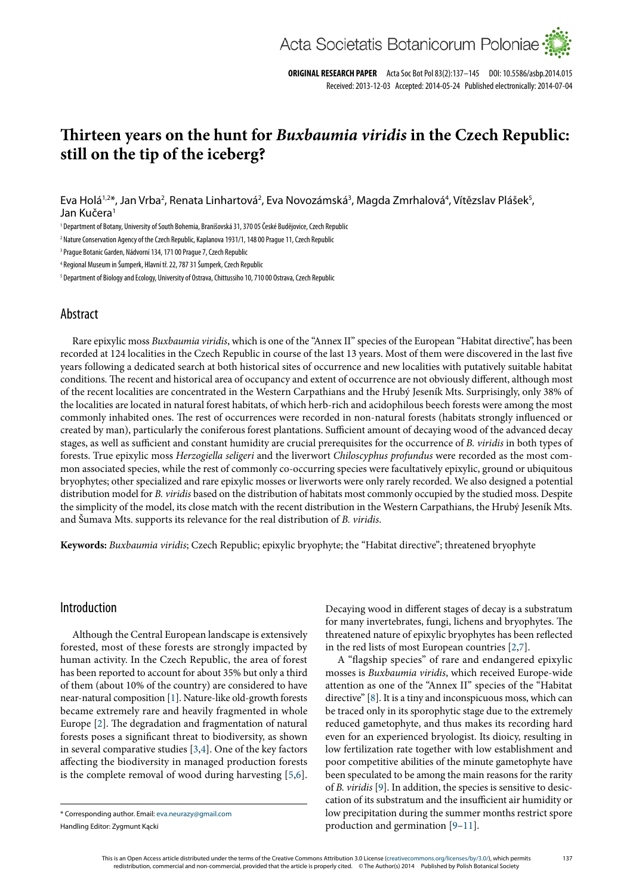**ORIGINAL RESEARCH PAPER** Acta Soc Bot Pol 83(2):137–145 DOI: 10.5586/asbp.2014.015
Received: 2013-12-03 Accepted: 2014-05-24 Published electronically: 2014-07-04

# Thirteen years on the hunt for *Buxbaumia viridis* in the Czech Republic: still on the tip of the iceberg?

Eva Holá[1,2]*, Jan Vrba[2], Renata Linhartová[2], Eva Novozámská[3], Magda Zmrhalová[4], Vítězslav Plášek[5], Jan Kučera[1]

[1] Department of Botany, University of South Bohemia, Branišovská 31, 370 05 České Budějovice, Czech Republic

[2] Nature Conservation Agency of the Czech Republic, Kaplanova 1931/1, 148 00 Prague 11, Czech Republic

[3] Prague Botanic Garden, Nádvorní 134, 171 00 Prague 7, Czech Republic

[4] Regional Museum in Šumperk, Hlavní tř. 22, 787 31 Šumperk, Czech Republic

[5] Department of Biology and Ecology, University of Ostrava, Chittussiho 10, 710 00 Ostrava, Czech Republic

## Abstract

Rare epixylic moss *Buxbaumia viridis*, which is one of the "Annex II" species of the European "Habitat directive", has been recorded at 124 localities in the Czech Republic in course of the last 13 years. Most of them were discovered in the last five years following a dedicated search at both historical sites of occurrence and new localities with putatively suitable habitat conditions. The recent and historical area of occupancy and extent of occurrence are not obviously different, although most of the recent localities are concentrated in the Western Carpathians and the Hrubý Jeseník Mts. Surprisingly, only 38% of the localities are located in natural forest habitats, of which herb-rich and acidophilous beech forests were among the most commonly inhabited ones. The rest of occurrences were recorded in non-natural forests (habitats strongly influenced or created by man), particularly the coniferous forest plantations. Sufficient amount of decaying wood of the advanced decay stages, as well as sufficient and constant humidity are crucial prerequisites for the occurrence of *B. viridis* in both types of forests. True epixylic moss *Herzogiella seligeri* and the liverwort *Chiloscyphus profundus* were recorded as the most common associated species, while the rest of commonly co-occurring species were facultatively epixylic, ground or ubiquitous bryophytes; other specialized and rare epixylic mosses or liverworts were only rarely recorded. We also designed a potential distribution model for *B. viridis* based on the distribution of habitats most commonly occupied by the studied moss. Despite the simplicity of the model, its close match with the recent distribution in the Western Carpathians, the Hrubý Jeseník Mts. and Šumava Mts. supports its relevance for the real distribution of *B. viridis*.

**Keywords:** *Buxbaumia viridis*; Czech Republic; epixylic bryophyte; the "Habitat directive"; threatened bryophyte

## Introduction

Although the Central European landscape is extensively forested, most of these forests are strongly impacted by human activity. In the Czech Republic, the area of forest has been reported to account for about 35% but only a third of them (about 10% of the country) are considered to have near-natural composition [1]. Nature-like old-growth forests became extremely rare and heavily fragmented in whole Europe [2]. The degradation and fragmentation of natural forests poses a significant threat to biodiversity, as shown in several comparative studies [3,4]. One of the key factors affecting the biodiversity in managed production forests is the complete removal of wood during harvesting [5,6]. Decaying wood in different stages of decay is a substratum for many invertebrates, fungi, lichens and bryophytes. The threatened nature of epixylic bryophytes has been reflected in the red lists of most European countries [2,7].

A "flagship species" of rare and endangered epixylic mosses is *Buxbaumia viridis*, which received Europe-wide attention as one of the "Annex II" species of the "Habitat directive" [8]. It is a tiny and inconspicuous moss, which can be traced only in its sporophytic stage due to the extremely reduced gametophyte, and thus makes its recording hard even for an experienced bryologist. Its dioicy, resulting in low fertilization rate together with low establishment and poor competitive abilities of the minute gametophyte have been speculated to be among the main reasons for the rarity of *B. viridis* [9]. In addition, the species is sensitive to desiccation of its substratum and the insufficient air humidity or low precipitation during the summer months restrict spore production and germination [9–11].

\* Corresponding author. Email: eva.neurazy@gmail.com

Handling Editor: Zygmunt Kącki

This is an Open Access article distributed under the terms of the Creative Commons Attribution 3.0 License (creativecommons.org/licenses/by/3.0/), which permits redistribution, commercial and non-commercial, provided that the article is properly cited. © The Author(s) 2014 Published by Polish Botanical Society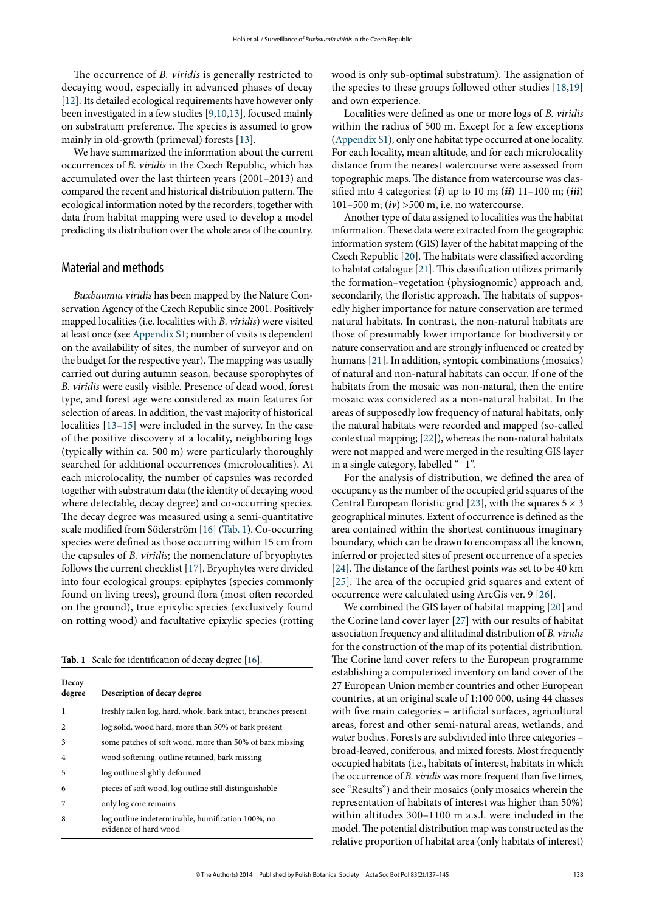The occurrence of *B. viridis* is generally restricted to decaying wood, especially in advanced phases of decay [12]. Its detailed ecological requirements have however only been investigated in a few studies [9,10,13], focused mainly on substratum preference. The species is assumed to grow mainly in old-growth (primeval) forests [13].

We have summarized the information about the current occurrences of *B. viridis* in the Czech Republic, which has accumulated over the last thirteen years (2001–2013) and compared the recent and historical distribution pattern. The ecological information noted by the recorders, together with data from habitat mapping were used to develop a model predicting its distribution over the whole area of the country.

## Material and methods

*Buxbaumia viridis* has been mapped by the Nature Conservation Agency of the Czech Republic since 2001. Positively mapped localities (i.e. localities with *B. viridis*) were visited at least once (see Appendix S1; number of visits is dependent on the availability of sites, the number of surveyor and on the budget for the respective year). The mapping was usually carried out during autumn season, because sporophytes of *B. viridis* were easily visible. Presence of dead wood, forest type, and forest age were considered as main features for selection of areas. In addition, the vast majority of historical localities [13–15] were included in the survey. In the case of the positive discovery at a locality, neighboring logs (typically within ca. 500 m) were particularly thoroughly searched for additional occurrences (microlocalities). At each microlocality, the number of capsules was recorded together with substratum data (the identity of decaying wood where detectable, decay degree) and co-occuring species. The decay degree was measured using a semi-quantitative scale modified from Söderström [16] (Tab. 1). Co-occurring species were defined as those occurring within 15 cm from the capsules of *B. viridis*; the nomenclature of bryophytes follows the current checklist [17]. Bryophytes were divided into four ecological groups: epiphytes (species commonly found on living trees), ground flora (most often recorded on the ground), true epixylic species (exclusively found on rotting wood) and facultative epixylic species (rotting wood is only sub-optimal substratum). The assignation of the species to these groups followed other studies [18,19] and own experience.

**Tab. 1** Scale for identification of decay degree [16].

| Decay degree | Description of decay degree |
|---|---|
| 1 | freshly fallen log, hard, whole, bark intact, branches present |
| 2 | log solid, wood hard, more than 50% of bark present |
| 3 | some patches of soft wood, more than 50% of bark missing |
| 4 | wood softening, outline retained, bark missing |
| 5 | log outline slightly deformed |
| 6 | pieces of soft wood, log outline still distinguishable |
| 7 | only log core remains |
| 8 | log outline indeterminable, humification 100%, no evidence of hard wood |

Localities were defined as one or more logs of *B. viridis* within the radius of 500 m. Except for a few exceptions (Appendix S1), only one habitat type occurred at one locality. For each locality, mean altitude, and for each microlocality distance from the nearest watercourse were assessed from topographic maps. The distance from watercourse was classified into 4 categories: (***i***) up to 10 m; (***ii***) 11–100 m; (***iii***) 101–500 m; (***iv***) >500 m, i.e. no watercourse.

Another type of data assigned to localities was the habitat information. These data were extracted from the geographic information system (GIS) layer of the habitat mapping of the Czech Republic [20]. The habitats were classified according to habitat catalogue [21]. This classification utilizes primarily the formation–vegetation (physiognomic) approach and, secondarily, the floristic approach. The habitats of supposedly higher importance for nature conservation are termed natural habitats. In contrast, the non-natural habitats are those of presumably lower importance for biodiversity or nature conservation and are strongly influenced or created by humans [21]. In addition, syntopic combinations (mosaics) of natural and non-natural habitats can occur. If one of the habitats from the mosaic was non-natural, then the entire mosaic was considered as a non-natural habitat. In the areas of supposedly low frequency of natural habitats, only the natural habitats were recorded and mapped (so-called contextual mapping; [22]), whereas the non-natural habitats were not mapped and were merged in the resulting GIS layer in a single category, labelled "−1".

For the analysis of distribution, we defined the area of occupancy as the number of the occupied grid squares of the Central European floristic grid [23], with the squares $5 \times 3$ geographical minutes. Extent of occurrence is defined as the area contained within the shortest continuous imaginary boundary, which can be drawn to encompass all the known, inferred or projected sites of present occurrence of a species [24]. The distance of the farthest points was set to be 40 km [25]. The area of the occupied grid squares and extent of occurrence were calculated using ArcGis ver. 9 [26].

We combined the GIS layer of habitat mapping [20] and the Corine land cover layer [27] with our results of habitat association frequency and altitudinal distribution of *B. viridis* for the construction of the map of its potential distribution. The Corine land cover refers to the European programme establishing a computerized inventory on land cover of the 27 European Union member countries and other European countries, at an original scale of 1:100 000, using 44 classes with five main categories – artificial surfaces, agricultural areas, forest and other semi-natural areas, wetlands, and water bodies. Forests are subdivided into three categories – broad-leaved, coniferous, and mixed forests. Most frequently occupied habitats (i.e., habitats of interest, habitats in which the occurrence of *B. viridis* was more frequent than five times, see "Results") and their mosaics (only mosaics wherein the representation of habitats of interest was higher than 50%) within altitudes 300–1100 m a.s.l. were included in the model. The potential distribution map was constructed as the relative proportion of habitat area (only habitats of interest)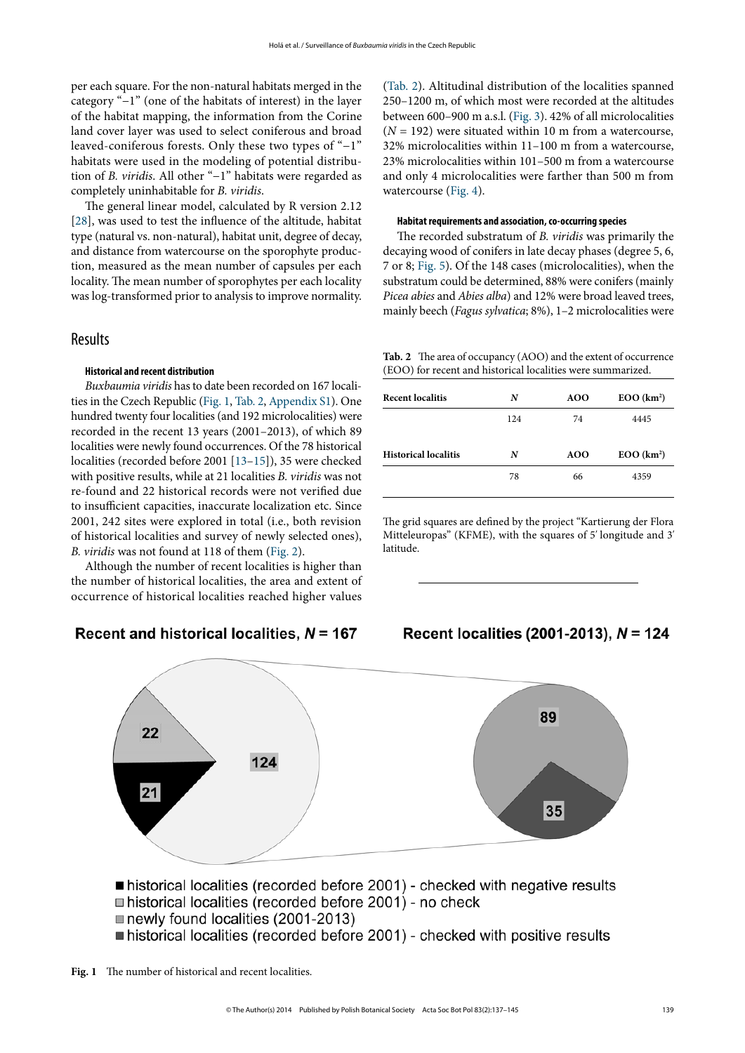per each square. For the non-natural habitats merged in the category "−1" (one of the habitats of interest) in the layer of the habitat mapping, the information from the Corine land cover layer was used to select coniferous and broad leaved-coniferous forests. Only these two types of "−1" habitats were used in the modeling of potential distribution of *B. viridis*. All other "−1" habitats were regarded as completely uninhabitable for *B. viridis*.

The general linear model, calculated by R version 2.12 [28], was used to test the influence of the altitude, habitat type (natural vs. non-natural), habitat unit, degree of decay, and distance from watercourse on the sporophyte production, measured as the mean number of capsules per each locality. The mean number of sporophytes per each locality was log-transformed prior to analysis to improve normality.

## Results

### Historical and recent distribution

*Buxbaumia viridis* has to date been recorded on 167 localities in the Czech Republic (Fig. 1, Tab. 2, Appendix S1). One hundred twenty four localities (and 192 microlocalities) were recorded in the recent 13 years (2001–2013), of which 89 localities were newly found occurrences. Of the 78 historical localities (recorded before 2001 [13–15]), 35 were checked with positive results, while at 21 localities *B. viridis* was not re-found and 22 historical records were not verified due to insufficient capacities, inaccurate localization etc. Since 2001, 242 sites were explored in total (i.e., both revision of historical localities and survey of newly selected ones), *B. viridis* was not found at 118 of them (Fig. 2).

Although the number of recent localities is higher than the number of historical localities, the area and extent of occurrence of historical localities reached higher values (Tab. 2). Altitudinal distribution of the localities spanned 250–1200 m, of which most were recorded at the altitudes between 600–900 m a.s.l. (Fig. 3). 42% of all microlocalities ($N$ = 192) were situated within 10 m from a watercourse, 32% microlocalities within 11–100 m from a watercourse, 23% microlocalities within 101–500 m from a watercourse and only 4 microlocalities were farther than 500 m from watercourse (Fig. 4).

### Habitat requirements and association, co-occurring species

The recorded substratum of *B. viridis* was primarily the decaying wood of conifers in late decay phases (degree 5, 6, 7 or 8; Fig. 5). Of the 148 cases (microlocalities), when the substratum could be determined, 88% were conifers (mainly *Picea abies* and *Abies alba*) and 12% were broad leaved trees, mainly beech (*Fagus sylvatica*; 8%), 1–2 microlocalities were

**Tab. 2** The area of occupancy (AOO) and the extent of occurrence (EOO) for recent and historical localities were summarized.

| Recent localitis | $N$ | AOO | EOO (km$^2$) |
|---|---|---|---|
| | 124 | 74 | 4445 |
| **Historical localitis** | $N$ | **AOO** | **EOO (km$^2$)** |
| | 78 | 66 | 4359 |

The grid squares are defined by the project "Kartierung der Flora Mitteleuropas" (KFME), with the squares of 5′ longitude and 3′ latitude.

**Recent and historical localities, $N$ = 167** — **Recent localities (2001-2013), $N$ = 124**

- historical localities (recorded before 2001) - checked with negative results
- historical localities (recorded before 2001) - no check
- newly found localities (2001-2013)
- historical localities (recorded before 2001) - checked with positive results

**Fig. 1** The number of historical and recent localities.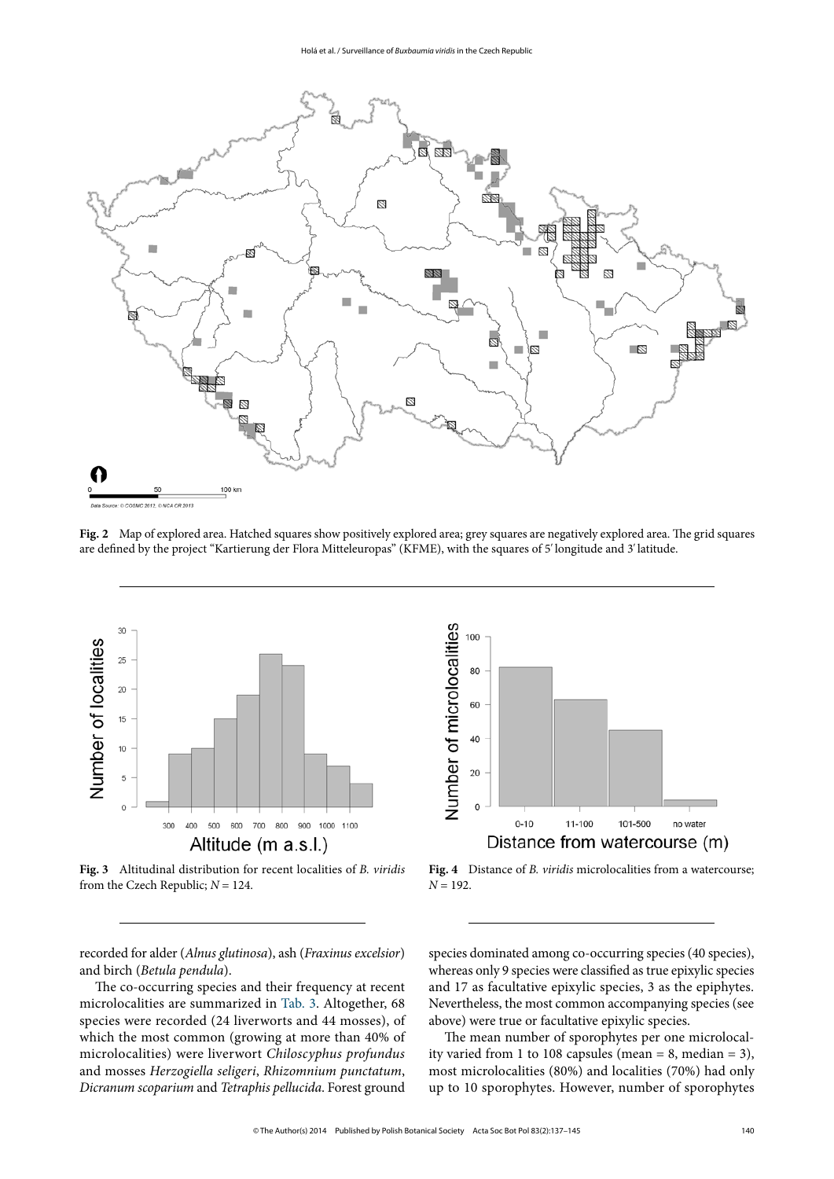**Fig. 2** Map of explored area. Hatched squares show positively explored area; grey squares are negatively explored area. The grid squares are defined by the project "Kartierung der Flora Mitteleuropas" (KFME), with the squares of 5′ longitude and 3′ latitude.

**Fig. 3** Altitudinal distribution for recent localities of *B. viridis* from the Czech Republic; *N* = 124.

**Fig. 4** Distance of *B. viridis* microlocalities from a watercourse; *N* = 192.

recorded for alder (*Alnus glutinosa*), ash (*Fraxinus excelsior*) and birch (*Betula pendula*).

The co-occurring species and their frequency at recent microlocalities are summarized in Tab. 3. Altogether, 68 species were recorded (24 liverworts and 44 mosses), of which the most common (growing at more than 40% of microlocalities) were liverwort *Chiloscyphus profundus* and mosses *Herzogiella seligeri*, *Rhizomnium punctatum*, *Dicranum scoparium* and *Tetraphis pellucida*. Forest ground species dominated among co-occurring species (40 species), whereas only 9 species were classified as true epixylic species and 17 as facultative epixylic species, 3 as the epiphytes. Nevertheless, the most common accompanying species (see above) were true or facultative epixylic species.

The mean number of sporophytes per one microlocality varied from 1 to 108 capsules (mean = 8, median = 3), most microlocalities (80%) and localities (70%) had only up to 10 sporophytes. However, number of sporophytes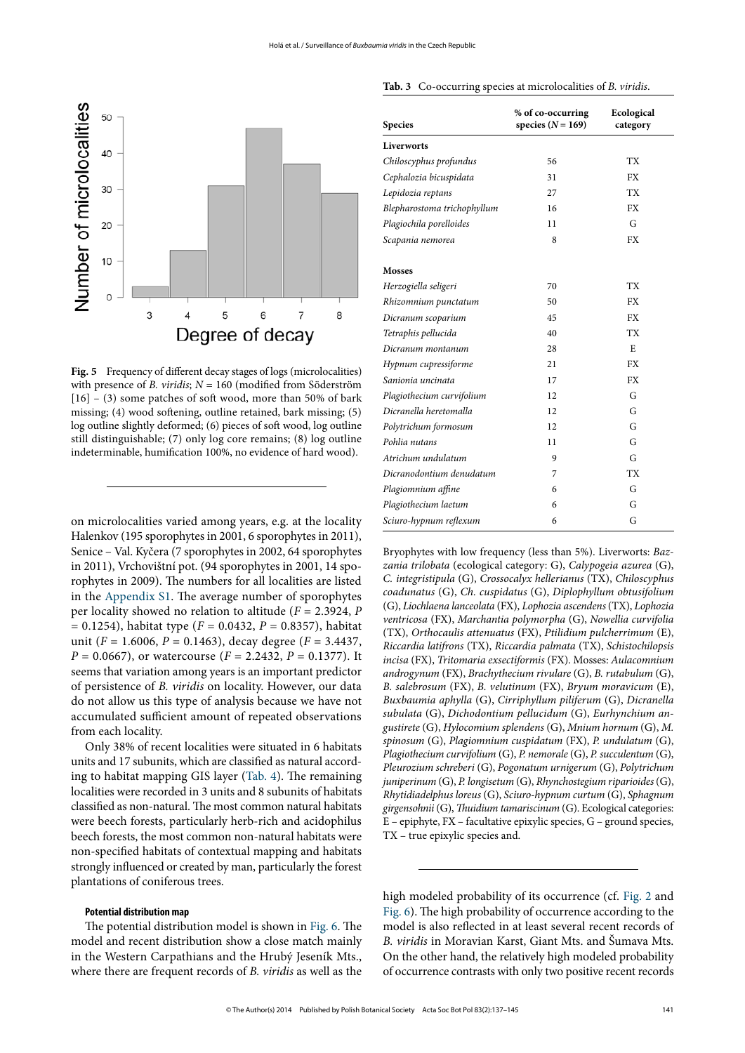Fig. 5 Frequency of different decay stages of logs (microlocalities) with presence of *B. viridis*; $N = 160$ (modified from Söderström [16] – (3) some patches of soft wood, more than 50% of bark missing; (4) wood softening, outline retained, bark missing; (5) log outline slightly deformed; (6) pieces of soft wood, log outline still distinguishable; (7) only log core remains; (8) log outline indeterminable, humification 100%, no evidence of hard wood).

on microlocalities varied among years, e.g. at the locality Halenkov (195 sporophytes in 2001, 6 sporophytes in 2011), Senice – Val. Kyčera (7 sporophytes in 2002, 64 sporophytes in 2011), Vrchovištní pot. (94 sporophytes in 2001, 14 sporophytes in 2009). The numbers for all localities are listed in the Appendix S1. The average number of sporophytes per locality showed no relation to altitude ($F = 2.3924$, $P = 0.1254$), habitat type ($F = 0.0432$, $P = 0.8357$), habitat unit ($F = 1.6006$, $P = 0.1463$), decay degree ($F = 3.4437$, $P = 0.0667$), or watercourse ($F = 2.2432$, $P = 0.1377$). It seems that variation among years is an important predictor of persistence of *B. viridis* on locality. However, our data do not allow us this type of analysis because we have not accumulated sufficient amount of repeated observations from each locality.

Only 38% of recent localities were situated in 6 habitats units and 17 subunits, which are classified as natural according to habitat mapping GIS layer (Tab. 4). The remaining localities were recorded in 3 units and 8 subunits of habitats classified as non-natural. The most common natural habitats were beech forests, particularly herb-rich and acidophilus beech forests, the most common non-natural habitats were non-specified habitats of contextual mapping and habitats strongly influenced or created by man, particularly the forest plantations of coniferous trees.

#### Potential distribution map

The potential distribution model is shown in Fig. 6. The model and recent distribution show a close match mainly in the Western Carpathians and the Hrubý Jeseník Mts., where there are frequent records of *B. viridis* as well as the high modeled probability of its occurrence (cf. Fig. 2 and Fig. 6). The high probability of occurrence according to the model is also reflected in at least several recent records of *B. viridis* in Moravian Karst, Giant Mts. and Šumava Mts. On the other hand, the relatively high modeled probability of occurrence contrasts with only two positive recent records

**Tab. 3** Co-occurring species at microlocalities of *B. viridis*.

| Species | % of co-occurring species ($N = 169$) | Ecological category |
|---|---|---|
| **Liverworts** | | |
| *Chiloscyphus profundus* | 56 | TX |
| *Cephalozia bicuspidata* | 31 | FX |
| *Lepidozia reptans* | 27 | TX |
| *Blepharostoma trichophyllum* | 16 | FX |
| *Plagiochila porelloides* | 11 | G |
| *Scapania nemorea* | 8 | FX |
| **Mosses** | | |
| *Herzogiella seligeri* | 70 | TX |
| *Rhizomnium punctatum* | 50 | FX |
| *Dicranum scoparium* | 45 | FX |
| *Tetraphis pellucida* | 40 | TX |
| *Dicranum montanum* | 28 | E |
| *Hypnum cupressiforme* | 21 | FX |
| *Sanionia uncinata* | 17 | FX |
| *Plagiothecium curvifolium* | 12 | G |
| *Dicranella heteromalla* | 12 | G |
| *Polytrichum formosum* | 12 | G |
| *Pohlia nutans* | 11 | G |
| *Atrichum undulatum* | 9 | G |
| *Dicranodontium denudatum* | 7 | TX |
| *Plagiomnium affine* | 6 | G |
| *Plagiothecium laetum* | 6 | G |
| *Sciuro-hypnum reflexum* | 6 | G |

Bryophytes with low frequency (less than 5%). Liverworts: *Bazzania trilobata* (ecological category: G), *Calypogeia azurea* (G), *C. integristipula* (G), *Crossocalyx hellerianus* (TX), *Chiloscyphus coadunatus* (G), *Ch. cuspidatus* (G), *Diplophyllum obtusifolium* (G), *Liochlaena lanceolata* (FX), *Lophozia ascendens* (TX), *Lophozia ventricosa* (FX), *Marchantia polymorpha* (G), *Nowellia curvifolia* (TX), *Orthocaulis attenuatus* (FX), *Ptilidium pulcherrimum* (E), *Riccardia latifrons* (TX), *Riccardia palmata* (TX), *Schistochilopsis incisa* (FX), *Tritomaria exsectiformis* (FX). Mosses: *Aulacomnium androgynum* (FX), *Brachythecium rivulare* (G), *B. rutabulum* (G), *B. salebrosum* (FX), *B. velutinum* (FX), *Bryum moravicum* (E), *Buxbaumia aphylla* (G), *Cirriphyllum piliferum* (G), *Dicranella subulata* (G), *Dichodontium pellucidum* (G), *Eurhynchium angustirete* (G), *Hylocomium splendens* (G), *Mnium hornum* (G), *M. spinosum* (G), *Plagiomnium cuspidatum* (FX), *P. undulatum* (G), *Plagiothecium curvifolium* (G), *P. nemorale* (G), *P. succulentum* (G), *Pleurozium schreberi* (G), *Pogonatum urnigerum* (G), *Polytrichum juniperinum* (G), *P. longisetum* (G), *Rhynchostegium riparioides* (G), *Rhytidiadelphus loreus* (G), *Sciuro-hypnum curtum* (G), *Sphagnum girgensohnii* (G), *Thuidium tamariscinum* (G). Ecological categories: E – epiphyte, FX – facultative epixylic species, G – ground species, TX – true epixylic species and.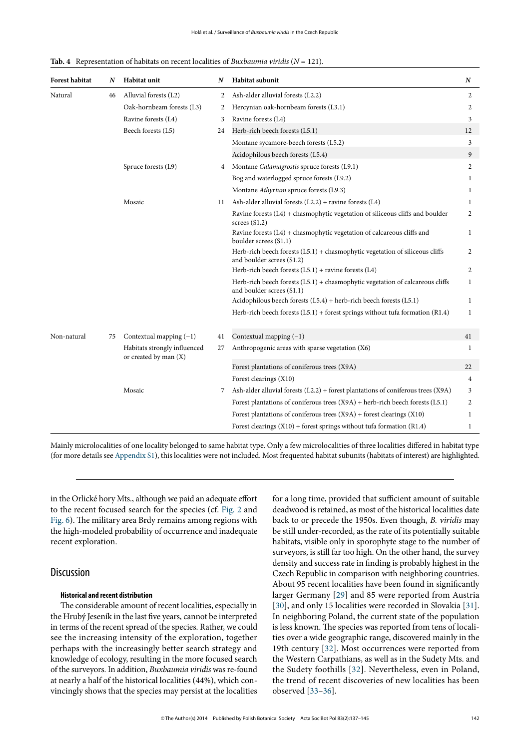**Tab. 4** Representation of habitats on recent localities of *Buxbaumia viridis* ($N = 121$).

| Forest habitat | N | Habitat unit | N | Habitat subunit | N |
|---|---|---|---|---|---|
| Natural | 46 | Alluvial forests (L2) | 2 | Ash-alder alluvial forests (L2.2) | 2 |
| | | Oak-hornbeam forests (L3) | 2 | Hercynian oak-hornbeam forests (L3.1) | 2 |
| | | Ravine forests (L4) | 3 | Ravine forests (L4) | 3 |
| | | Beech forests (L5) | 24 | Herb-rich beech forests (L5.1) | 12 |
| | | | | Montane sycamore-beech forests (L5.2) | 3 |
| | | | | Acidophilous beech forests (L5.4) | 9 |
| | | Spruce forests (L9) | 4 | Montane *Calamagrostis* spruce forests (L9.1) | 2 |
| | | | | Bog and waterlogged spruce forests (L9.2) | 1 |
| | | | | Montane *Athyrium* spruce forests (L9.3) | 1 |
| | | Mosaic | 11 | Ash-alder alluvial forests (L2.2) + ravine forests (L4) | 1 |
| | | | | Ravine forests (L4) + chasmophytic vegetation of siliceous cliffs and boulder screes (S1.2) | 2 |
| | | | | Ravine forests (L4) + chasmophytic vegetation of calcareous cliffs and boulder screes (S1.1) | 1 |
| | | | | Herb-rich beech forests (L5.1) + chasmophytic vegetation of siliceous cliffs and boulder screes (S1.2) | 2 |
| | | | | Herb-rich beech forests (L5.1) + ravine forests (L4) | 2 |
| | | | | Herb-rich beech forests (L5.1) + chasmophytic vegetation of calcareous cliffs and boulder screes (S1.1) | 1 |
| | | | | Acidophilous beech forests (L5.4) + herb-rich beech forests (L5.1) | 1 |
| | | | | Herb-rich beech forests (L5.1) + forest springs without tufa formation (R1.4) | 1 |
| Non-natural | 75 | Contextual mapping (−1) | 41 | Contextual mapping (−1) | 41 |
| | | Habitats strongly influenced or created by man (X) | 27 | Anthropogenic areas with sparse vegetation (X6) | 1 |
| | | | | Forest plantations of coniferous trees (X9A) | 22 |
| | | | | Forest clearings (X10) | 4 |
| | | Mosaic | 7 | Ash-alder alluvial forests (L2.2) + forest plantations of coniferous trees (X9A) | 3 |
| | | | | Forest plantations of coniferous trees (X9A) + herb-rich beech forests (L5.1) | 2 |
| | | | | Forest plantations of coniferous trees (X9A) + forest clearings (X10) | 1 |
| | | | | Forest clearings (X10) + forest springs without tufa formation (R1.4) | 1 |

Mainly microlocalities of one locality belonged to same habitat type. Only a few microlocalities of three localities differed in habitat type (for more details see Appendix S1), this localities were not included. Most frequented habitat subunits (habitats of interest) are highlighted.

in the Orlické hory Mts., although we paid an adequate effort to the recent focused search for the species (cf. Fig. 2 and Fig. 6). The military area Brdy remains among regions with the high-modeled probability of occurrence and inadequate recent exploration.

## Discussion

### Historical and recent distribution

The considerable amount of recent localities, especially in the Hrubý Jeseník in the last five years, cannot be interpreted in terms of the recent spread of the species. Rather, we could see the increasing intensity of the exploration, together perhaps with the increasingly better search strategy and knowledge of ecology, resulting in the more focused search of the surveyors. In addition, *Buxbaumia viridis* was re-found at nearly a half of the historical localities (44%), which convincingly shows that the species may persist at the localities for a long time, provided that sufficient amount of suitable deadwood is retained, as most of the historical localities date back to or precede the 1950s. Even though, *B. viridis* may be still under-recorded, as the rate of its potentially suitable habitats, visible only in sporophyte stage to the number of surveyors, is still far too high. On the other hand, the survey density and success rate in finding is probably highest in the Czech Republic in comparison with neighboring countries. About 95 recent localities have been found in significantly larger Germany [29] and 85 were reported from Austria [30], and only 15 localities were recorded in Slovakia [31]. In neighboring Poland, the current state of the population is less known. The species was reported from tens of localities over a wide geographic range, discovered mainly in the 19th century [32]. Most occurrences were reported from the Western Carpathians, as well as in the Sudety Mts. and the Sudety foothills [32]. Nevertheless, even in Poland, the trend of recent discoveries of new localities has been observed [33–36].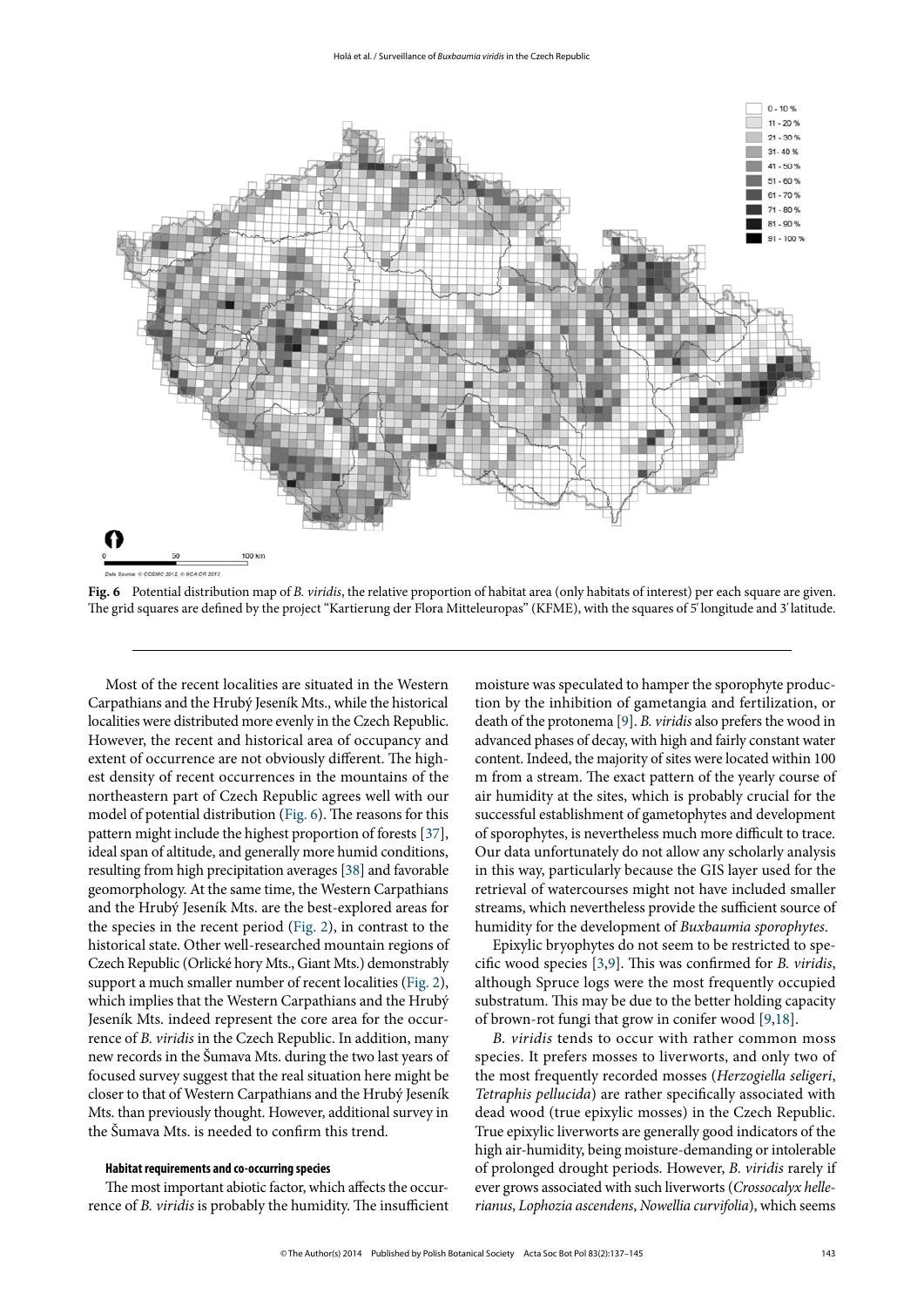0 - 10 %
11 - 20 %
21 - 30 %
31 - 40 %
41 - 50 %
51 - 60 %
61 - 70 %
71 - 80 %
81 - 90 %
91 - 100 %

0
50
100 km

Data Source: © ČÚZK 2012, © NCA CR 2013

**Fig. 6** Potential distribution map of *B. viridis*, the relative proportion of habitat area (only habitats of interest) per each square are given. The grid squares are defined by the project "Kartierung der Flora Mitteleuropas" (KFME), with the squares of 5′ longitude and 3′ latitude.

Most of the recent localities are situated in the Western Carpathians and the Hrubý Jeseník Mts., while the historical localities were distributed more evenly in the Czech Republic. However, the recent and historical area of occupancy and extent of occurrence are not obviously different. The highest density of recent occurrences in the mountains of the northeastern part of Czech Republic agrees well with our model of potential distribution (Fig. 6). The reasons for this pattern might include the highest proportion of forests [37], ideal span of altitude, and generally more humid conditions, resulting from high precipitation averages [38] and favorable geomorphology. At the same time, the Western Carpathians and the Hrubý Jeseník Mts. are the best-explored areas for the species in the recent period (Fig. 2), in contrast to the historical state. Other well-researched mountain regions of Czech Republic (Orlické hory Mts., Giant Mts.) demonstrably support a much smaller number of recent localities (Fig. 2), which implies that the Western Carpathians and the Hrubý Jeseník Mts. indeed represent the core area for the occurrence of *B. viridis* in the Czech Republic. In addition, many new records in the Šumava Mts. during the two last years of focused survey suggest that the real situation here might be closer to that of Western Carpathians and the Hrubý Jeseník Mts. than previously thought. However, additional survey in the Šumava Mts. is needed to confirm this trend.

### Habitat requirements and co-occurring species

The most important abiotic factor, which affects the occurrence of *B. viridis* is probably the humidity. The insufficient moisture was speculated to hamper the sporophyte production by the inhibition of gametangia and fertilization, or death of the protonema [9]. *B. viridis* also prefers the wood in advanced phases of decay, with high and fairly constant water content. Indeed, the majority of sites were located within 100 m from a stream. The exact pattern of the yearly course of air humidity at the sites, which is probably crucial for the successful establishment of gametophytes and development of sporophytes, is nevertheless much more difficult to trace. Our data unfortunately do not allow any scholarly analysis in this way, particularly because the GIS layer used for the retrieval of watercourses might not have included smaller streams, which nevertheless provide the sufficient source of humidity for the development of *Buxbaumia sporophytes*.

Epixylic bryophytes do not seem to be restricted to specific wood species [3,9]. This was confirmed for *B. viridis*, although Spruce logs were the most frequently occupied substratum. This may be due to the better holding capacity of brown-rot fungi that grow in conifer wood [9,18].

*B. viridis* tends to occur with rather common moss species. It prefers mosses to liverworts, and only two of the most frequently recorded mosses (*Herzogiella seligeri*, *Tetraphis pellucida*) are rather specifically associated with dead wood (true epixylic mosses) in the Czech Republic. True epixylic liverworts are generally good indicators of the high air-humidity, being moisture-demanding or intolerable of prolonged drought periods. However, *B. viridis* rarely if ever grows associated with such liverworts (*Crossocalyx hellerianus*, *Lophozia ascendens*, *Nowellia curvifolia*), which seems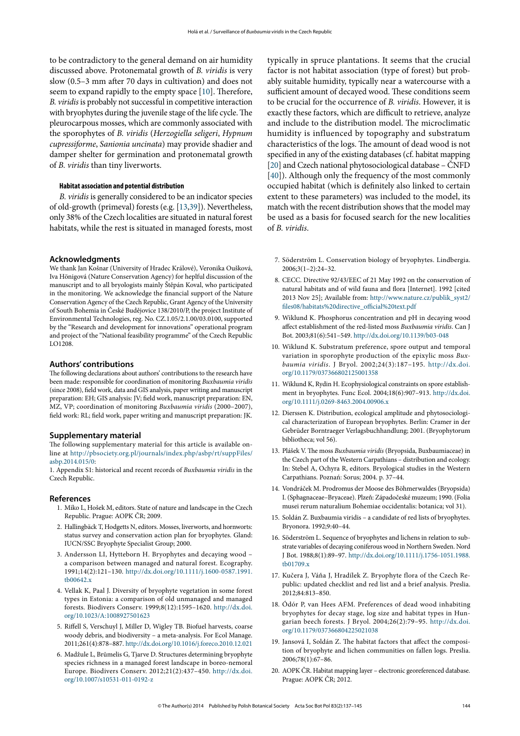to be contradictory to the general demand on air humidity discussed above. Protonematal growth of *B. viridis* is very slow (0.5–3 mm after 70 days in cultivation) and does not seem to expand rapidly to the empty space [10]. Therefore, *B. viridis* is probably not successful in competitive interaction with bryophytes during the juvenile stage of the life cycle. The pleurocarpous mosses, which are commonly associated with the sporophytes of *B. viridis* (*Herzogiella seligeri*, *Hypnum cupressiforme*, *Sanionia uncinata*) may provide shadier and damper shelter for germination and protonematal growth of *B. viridis* than tiny liverworts.

#### Habitat association and potential distribution

*B. viridis* is generally considered to be an indicator species of old-growth (primeval) forests (e.g. [13,39]). Nevertheless, only 38% of the Czech localities are situated in natural forest habitats, while the rest is situated in managed forests, most typically in spruce plantations. It seems that the crucial factor is not habitat association (type of forest) but probably suitable humidity, typically near a watercourse with a sufficient amount of decayed wood. These conditions seem to be crucial for the occurrence of *B. viridis*. However, it is exactly these factors, which are difficult to retrieve, analyze and include to the distribution model. The microclimatic humidity is influenced by topography and substratum characteristics of the logs. The amount of dead wood is not specified in any of the existing databases (cf. habitat mapping [20] and Czech national phytosociological database – ČNFD [40]). Although only the frequency of the most commonly occupied habitat (which is definitely also linked to certain extent to these parameters) was included to the model, its match with the recent distribution shows that the model may be used as a basis for focused search for the new localities of *B. viridis*.

## Acknowledgments

We thank Jan Košnar (University of Hradec Králové), Veronika Oušková, Iva Hönigová (Nature Conservation Agency) for heplful discussion of the manuscript and to all bryologists mainly Štěpán Koval, who participated in the monitoring. We acknowledge the financial support of the Nature Conservation Agency of the Czech Republic, Grant Agency of the University of South Bohemia in České Budějovice 138/2010/P, the project Institute of Environmental Technologies, reg. No. CZ.1.05/2.1.00/03.0100, supported by the "Research and development for innovations" operational program and project of the "National feasibility programme" of the Czech Republic LO1208.

## Authors' contributions

The following declarations about authors' contributions to the research have been made: responsible for coordination of monitoring *Buxbaumia viridis* (since 2008), field work, data and GIS analysis, paper writing and manuscript preparation: EH; GIS analysis: JV; field work, manuscript preparation: EN, MZ, VP; coordination of monitoring *Buxbaumia viridis* (2000–2007), field work: RL; field work, paper writing and manuscript preparation: JK.

## Supplementary material

The following supplementary material for this article is available online at http://pbsociety.org.pl/journals/index.php/asbp/rt/suppFiles/asbp.2014.015/0:

1. Appendix S1: historical and recent records of *Buxbaumia viridis* in the Czech Republic.

## References

1. Miko L, Hošek M, editors. State of nature and landscape in the Czech Republic. Prague: AOPK ČR; 2009.
2. Hallingbäck T, Hodgetts N, editors. Mosses, liverworts, and hornworts: status survey and conservation action plan for bryophytes. Gland: IUCN/SSC Bryophyte Specialist Group; 2000.
3. Andersson LI, Hytteborn H. Bryophytes and decaying wood – a comparison between managed and natural forest. Ecography. 1991;14(2):121–130. http://dx.doi.org/10.1111/j.1600-0587.1991.tb00642.x
4. Vellak K, Paal J. Diversity of bryophyte vegetation in some forest types in Estonia: a comparison of old unmanaged and managed forests. Biodivers Conserv. 1999;8(12):1595–1620. http://dx.doi.org/10.1023/A:1008927501623
5. Riffell S, Verschuyl J, Miller D, Wigley TB. Biofuel harvests, coarse woody debris, and biodiversity – a meta-analysis. For Ecol Manage. 2011;261(4):878–887. http://dx.doi.org/10.1016/j.foreco.2010.12.021
6. Madžule L, Brūmelis G, Tjarve D. Structures determining bryophyte species richness in a managed forest landscape in boreo-nemoral Europe. Biodivers Conserv. 2012;21(2):437–450. http://dx.doi.org/10.1007/s10531-011-0192-z
7. Söderström L. Conservation biology of bryophytes. Lindbergia. 2006;3(1–2):24–32.
8. CECC. Directive 92/43/EEC of 21 May 1992 on the conservation of natural habitats and of wild fauna and flora [Internet]. 1992 [cited 2013 Nov 25]; Available from: http://www.nature.cz/publik_syst2/files08/habitats%20directive_official%20text.pdf
9. Wiklund K. Phosphorus concentration and pH in decaying wood affect establishment of the red-listed moss *Buxbaumia viridis*. Can J Bot. 2003;81(6):541–549. http://dx.doi.org/10.1139/b03-048
10. Wiklund K. Substratum preference, spore output and temporal variation in sporophyte production of the epixylic moss *Buxbaumia viridis*. J Bryol. 2002;24(3):187–195. http://dx.doi.org/10.1179/037366802125001358
11. Wiklund K, Rydin H. Ecophysiological constraints on spore establishment in bryophytes. Func Ecol. 2004;18(6):907–913. http://dx.doi.org/10.1111/j.0269-8463.2004.00906.x
12. Dierssen K. Distribution, ecological amplitude and phytosociological characterization of European bryophytes. Berlin: Cramer in der Gebrüder Borntraeger Verlagsbuchhandlung; 2001. (Bryophytorum bibliotheca; vol 56).
13. Plášek V. The moss *Buxbaumia viridis* (Bryopsida, Buxbaumiaceae) in the Czech part of the Western Carpathians – distribution and ecology. In: Stebel A, Ochyra R, editors. Bryological studies in the Western Carpathians. Poznań: Sorus; 2004. p. 37–44.
14. Vondráček M. Prodromus der Moose des Böhmerwaldes (Bryopsida) I. (Sphagnaceae–Bryaceae). Plzeň: Západočeské muzeum; 1990. (Folia musei rerum naturalium Bohemiae occidentalis: botanica; vol 31).
15. Soldán Z. Buxbaumia viridis – a candidate of red lists of bryophytes. Bryonora. 1992;9:40–44.
16. Söderström L. Sequence of bryophytes and lichens in relation to substrate variables of decaying coniferous wood in Northern Sweden. Nord J Bot. 1988;8(1):89–97. http://dx.doi.org/10.1111/j.1756-1051.1988.tb01709.x
17. Kučera J, Váňa J, Hradílek Z. Bryophyte flora of the Czech Republic: updated checklist and red list and a brief analysis. Preslia. 2012;84:813–850.
18. Ódór P, van Hees AFM. Preferences of dead wood inhabiting bryophytes for decay stage, log size and habitat types in Hungarian beech forests. J Bryol. 2004;26(2):79–95. http://dx.doi.org/10.1179/037366804225021038
19. Jansová I, Soldán Z. The habitat factors that affect the composition of bryophyte and lichen communities on fallen logs. Preslia. 2006;78(1):67–86.
20. AOPK ČR. Habitat mapping layer – electronic georeferenced database. Prague: AOPK ČR; 2012.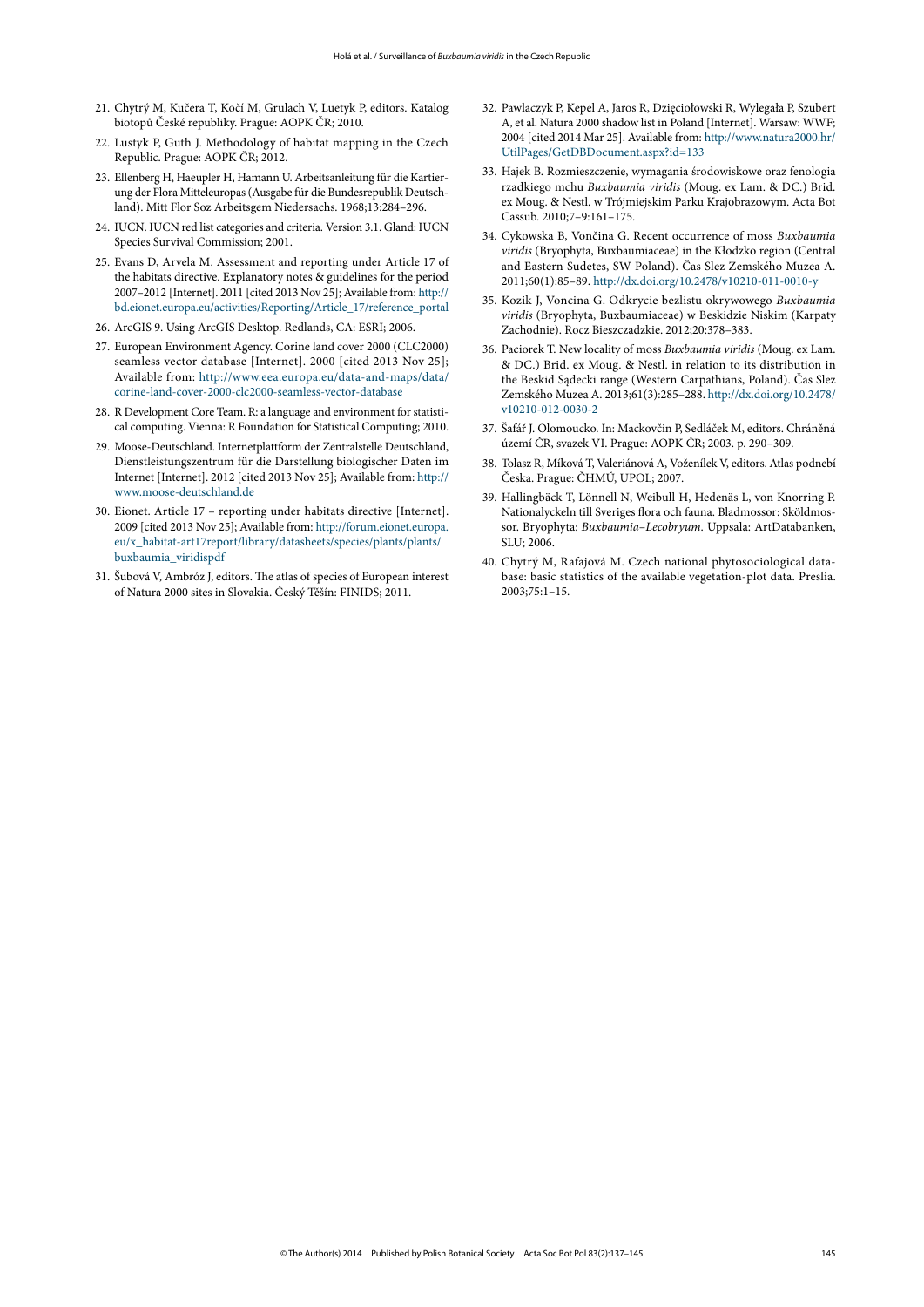21. Chytrý M, Kučera T, Kočí M, Grulach V, Luetyk P, editors. Katalog biotopů České republiky. Prague: AOPK ČR; 2010.

22. Lustyk P, Guth J. Methodology of habitat mapping in the Czech Republic. Prague: AOPK ČR; 2012.

23. Ellenberg H, Haeupler H, Hamann U. Arbeitsanleitung für die Kartierung der Flora Mitteleuropas (Ausgabe für die Bundesrepublik Deutschland). Mitt Flor Soz Arbeitsgem Niedersachs. 1968;13:284–296.

24. IUCN. IUCN red list categories and criteria. Version 3.1. Gland: IUCN Species Survival Commission; 2001.

25. Evans D, Arvela M. Assessment and reporting under Article 17 of the habitats directive. Explanatory notes & guidelines for the period 2007–2012 [Internet]. 2011 [cited 2013 Nov 25]; Available from: http://bd.eionet.europa.eu/activities/Reporting/Article_17/reference_portal

26. ArcGIS 9. Using ArcGIS Desktop. Redlands, CA: ESRI; 2006.

27. European Environment Agency. Corine land cover 2000 (CLC2000) seamless vector database [Internet]. 2000 [cited 2013 Nov 25]; Available from: http://www.eea.europa.eu/data-and-maps/data/corine-land-cover-2000-clc2000-seamless-vector-database

28. R Development Core Team. R: a language and environment for statistical computing. Vienna: R Foundation for Statistical Computing; 2010.

29. Moose-Deutschland. Internetplattform der Zentralstelle Deutschland, Dienstleistungszentrum für die Darstellung biologischer Daten im Internet [Internet]. 2012 [cited 2013 Nov 25]; Available from: http://www.moose-deutschland.de

30. Eionet. Article 17 – reporting under habitats directive [Internet]. 2009 [cited 2013 Nov 25]; Available from: http://forum.eionet.europa.eu/x_habitat-art17report/library/datasheets/species/plants/plants/buxbaumia_viridispdf

31. Šubová V, Ambróz J, editors. The atlas of species of European interest of Natura 2000 sites in Slovakia. Český Těšín: FINIDS; 2011.

32. Pawlaczyk P, Kepel A, Jaros R, Dzięciołowski R, Wylegała P, Szubert A, et al. Natura 2000 shadow list in Poland [Internet]. Warsaw: WWF; 2004 [cited 2014 Mar 25]. Available from: http://www.natura2000.hr/UtilPages/GetDBDocument.aspx?id=133

33. Hajek B. Rozmieszczenie, wymagania środowiskowe oraz fenologia rzadkiego mchu *Buxbaumia viridis* (Moug. ex Lam. & DC.) Brid. ex Moug. & Nestl. w Trójmiejskim Parku Krajobrazowym. Acta Bot Cassub. 2010;7–9:161–175.

34. Cykowska B, Vončina G. Recent occurrence of moss *Buxbaumia viridis* (Bryophyta, Buxbaumiaceae) in the Kłodzko region (Central and Eastern Sudetes, SW Poland). Čas Slez Zemského Muzea A. 2011;60(1):85–89. http://dx.doi.org/10.2478/v10210-011-0010-y

35. Kozik J, Voncina G. Odkrycie bezlistu okrywowego *Buxbaumia viridis* (Bryophyta, Buxbaumiaceae) w Beskidzie Niskim (Karpaty Zachodnie). Rocz Bieszczadzkie. 2012;20:378–383.

36. Paciorek T. New locality of moss *Buxbaumia viridis* (Moug. ex Lam. & DC.) Brid. ex Moug. & Nestl. in relation to its distribution in the Beskid Sądecki range (Western Carpathians, Poland). Čas Slez Zemského Muzea A. 2013;61(3):285–288. http://dx.doi.org/10.2478/v10210-012-0030-2

37. Šafář J. Olomoucko. In: Mackovčin P, Sedláček M, editors. Chráněná území ČR, svazek VI. Prague: AOPK ČR; 2003. p. 290–309.

38. Tolasz R, Míková T, Valeriánová A, Voženílek V, editors. Atlas podnebí Česka. Prague: ČHMÚ, UPOL; 2007.

39. Hallingbäck T, Lönnell N, Weibull H, Hedenäs L, von Knorring P. Nationalyckeln till Sveriges flora och fauna. Bladmossor: Sköldmossor. Bryophyta: *Buxbaumia–Lecobryum*. Uppsala: ArtDatabanken, SLU; 2006.

40. Chytrý M, Rafajová M. Czech national phytosociological database: basic statistics of the available vegetation-plot data. Preslia. 2003;75:1–15.